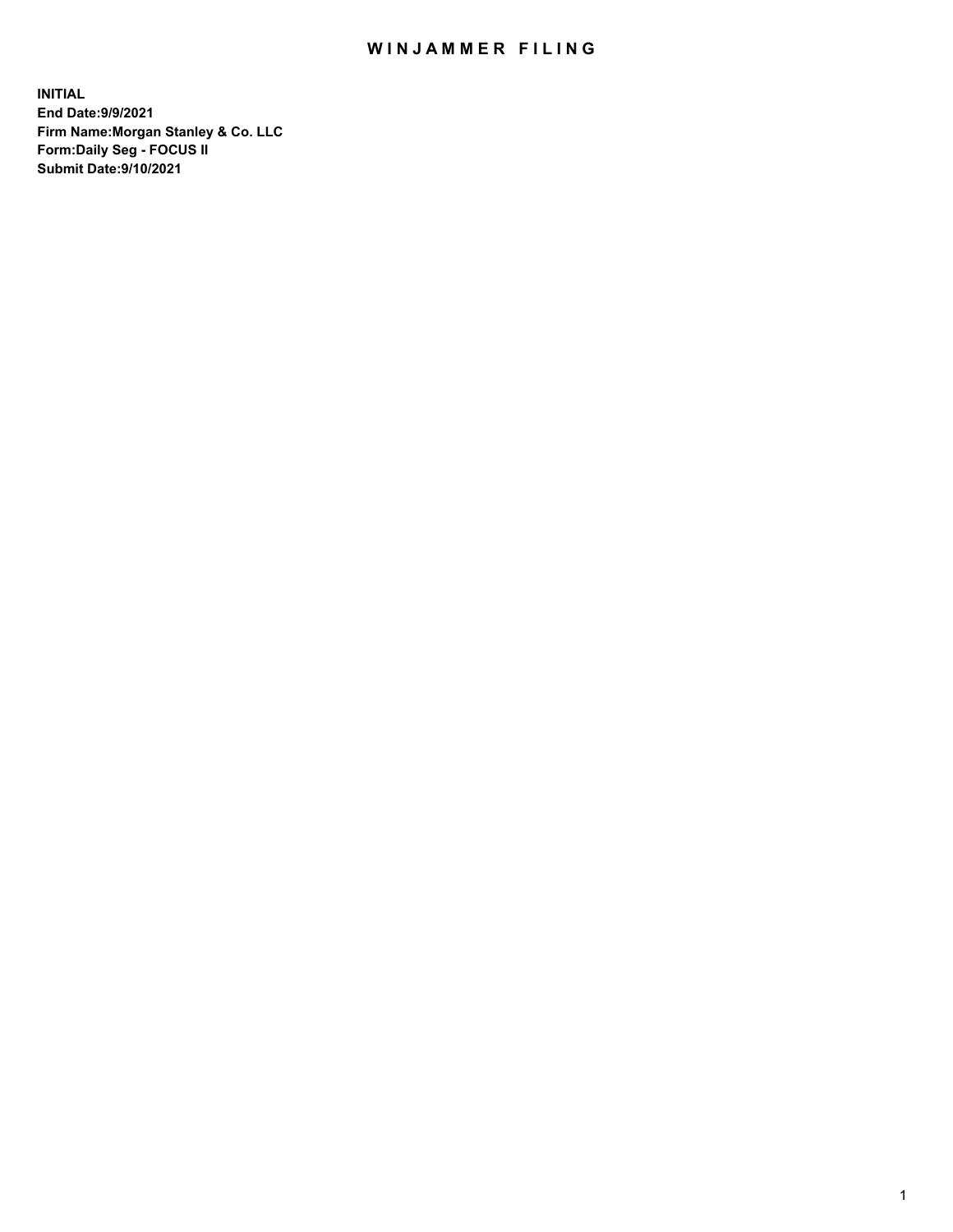# WINJAMMER FILING

**INITIAL**
**End Date:9/9/2021**
**Firm Name:Morgan Stanley & Co. LLC**
**Form:Daily Seg - FOCUS II**
**Submit Date:9/10/2021**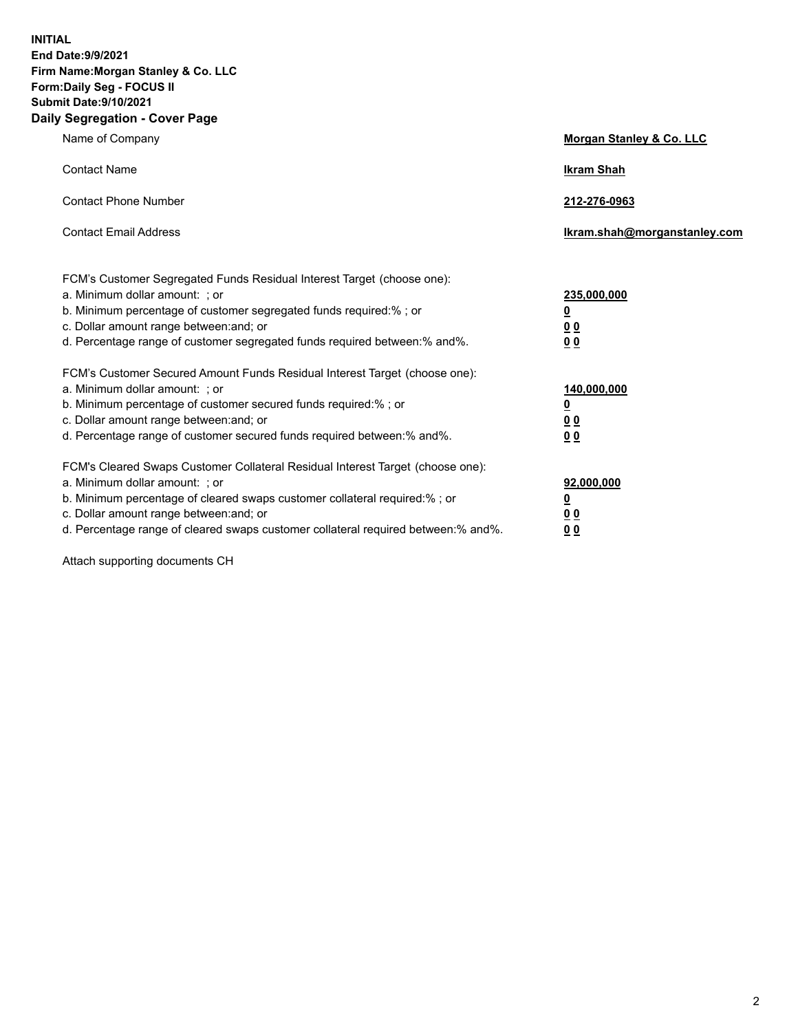**INITIAL**
**End Date:9/9/2021**
**Firm Name:Morgan Stanley & Co. LLC**
**Form:Daily Seg - FOCUS II**
**Submit Date:9/10/2021**

## Daily Segregation - Cover Page

| | |
|---|---|
| Name of Company | **Morgan Stanley & Co. LLC** |
| Contact Name | **Ikram Shah** |
| Contact Phone Number | **212-276-0963** |
| Contact Email Address | **Ikram.shah@morganstanley.com** |

| | |
|---|---|
| FCM's Customer Segregated Funds Residual Interest Target (choose one): | |
| a. Minimum dollar amount: ; or | **235,000,000** |
| b. Minimum percentage of customer segregated funds required:% ; or | **0** |
| c. Dollar amount range between:and; or | **0 0** |
| d. Percentage range of customer segregated funds required between:% and%. | **0 0** |
| FCM's Customer Secured Amount Funds Residual Interest Target (choose one): | |
| a. Minimum dollar amount: ; or | **140,000,000** |
| b. Minimum percentage of customer secured funds required:% ; or | **0** |
| c. Dollar amount range between:and; or | **0 0** |
| d. Percentage range of customer secured funds required between:% and%. | **0 0** |
| FCM's Cleared Swaps Customer Collateral Residual Interest Target (choose one): | |
| a. Minimum dollar amount: ; or | **92,000,000** |
| b. Minimum percentage of cleared swaps customer collateral required:% ; or | **0** |
| c. Dollar amount range between:and; or | **0 0** |
| d. Percentage range of cleared swaps customer collateral required between:% and%. | **0 0** |

Attach supporting documents CH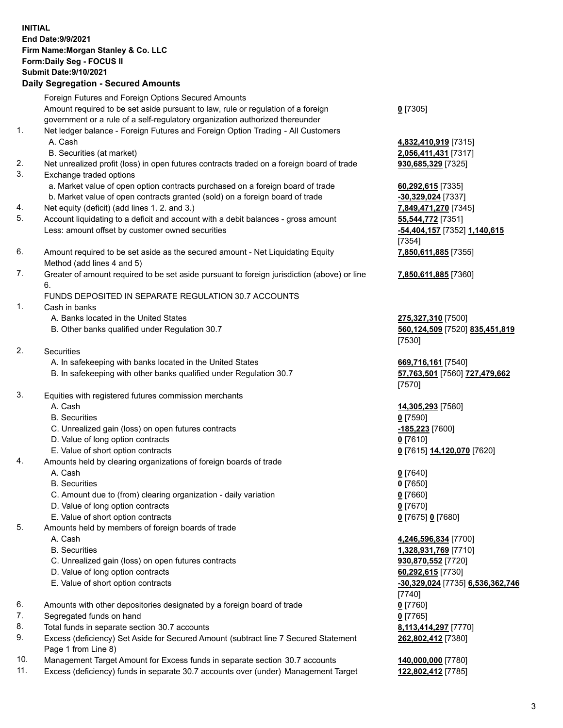**INITIAL**
**End Date:9/9/2021**
**Firm Name:Morgan Stanley & Co. LLC**
**Form:Daily Seg - FOCUS II**
**Submit Date:9/10/2021**

## Daily Segregation - Secured Amounts

| | | |
|---|---|---|
| | Foreign Futures and Foreign Options Secured Amounts | |
| | Amount required to be set aside pursuant to law, rule or regulation of a foreign government or a rule of a self-regulatory organization authorized thereunder | **0** [7305] |
| 1. | Net ledger balance - Foreign Futures and Foreign Option Trading - All Customers | |
| | A. Cash | **4,832,410,919** [7315] |
| | B. Securities (at market) | **2,056,411,431** [7317] |
| 2. | Net unrealized profit (loss) in open futures contracts traded on a foreign board of trade | **930,685,329** [7325] |
| 3. | Exchange traded options | |
| | a. Market value of open option contracts purchased on a foreign board of trade | **60,292,615** [7335] |
| | b. Market value of open contracts granted (sold) on a foreign board of trade | **-30,329,024** [7337] |
| 4. | Net equity (deficit) (add lines 1. 2. and 3.) | **7,849,471,270** [7345] |
| 5. | Account liquidating to a deficit and account with a debit balances - gross amount | **55,544,772** [7351] |
| | Less: amount offset by customer owned securities | **-54,404,157** [7352] **1,140,615** [7354] |
| 6. | Amount required to be set aside as the secured amount - Net Liquidating Equity Method (add lines 4 and 5) | **7,850,611,885** [7355] |
| 7. | Greater of amount required to be set aside pursuant to foreign jurisdiction (above) or line 6. | **7,850,611,885** [7360] |
| | FUNDS DEPOSITED IN SEPARATE REGULATION 30.7 ACCOUNTS | |
| 1. | Cash in banks | |
| | A. Banks located in the United States | **275,327,310** [7500] |
| | B. Other banks qualified under Regulation 30.7 | **560,124,509** [7520] **835,451,819** [7530] |
| 2. | Securities | |
| | A. In safekeeping with banks located in the United States | **669,716,161** [7540] |
| | B. In safekeeping with other banks qualified under Regulation 30.7 | **57,763,501** [7560] **727,479,662** [7570] |
| 3. | Equities with registered futures commission merchants | |
| | A. Cash | **14,305,293** [7580] |
| | B. Securities | **0** [7590] |
| | C. Unrealized gain (loss) on open futures contracts | **-185,223** [7600] |
| | D. Value of long option contracts | **0** [7610] |
| | E. Value of short option contracts | **0** [7615] **14,120,070** [7620] |
| 4. | Amounts held by clearing organizations of foreign boards of trade | |
| | A. Cash | **0** [7640] |
| | B. Securities | **0** [7650] |
| | C. Amount due to (from) clearing organization - daily variation | **0** [7660] |
| | D. Value of long option contracts | **0** [7670] |
| | E. Value of short option contracts | **0** [7675] **0** [7680] |
| 5. | Amounts held by members of foreign boards of trade | |
| | A. Cash | **4,246,596,834** [7700] |
| | B. Securities | **1,328,931,769** [7710] |
| | C. Unrealized gain (loss) on open futures contracts | **930,870,552** [7720] |
| | D. Value of long option contracts | **60,292,615** [7730] |
| | E. Value of short option contracts | **-30,329,024** [7735] **6,536,362,746** [7740] |
| 6. | Amounts with other depositories designated by a foreign board of trade | **0** [7760] |
| 7. | Segregated funds on hand | **0** [7765] |
| 8. | Total funds in separate section 30.7 accounts | **8,113,414,297** [7770] |
| 9. | Excess (deficiency) Set Aside for Secured Amount (subtract line 7 Secured Statement Page 1 from Line 8) | **262,802,412** [7380] |
| 10. | Management Target Amount for Excess funds in separate section 30.7 accounts | **140,000,000** [7780] |
| 11. | Excess (deficiency) funds in separate 30.7 accounts over (under) Management Target | **122,802,412** [7785] |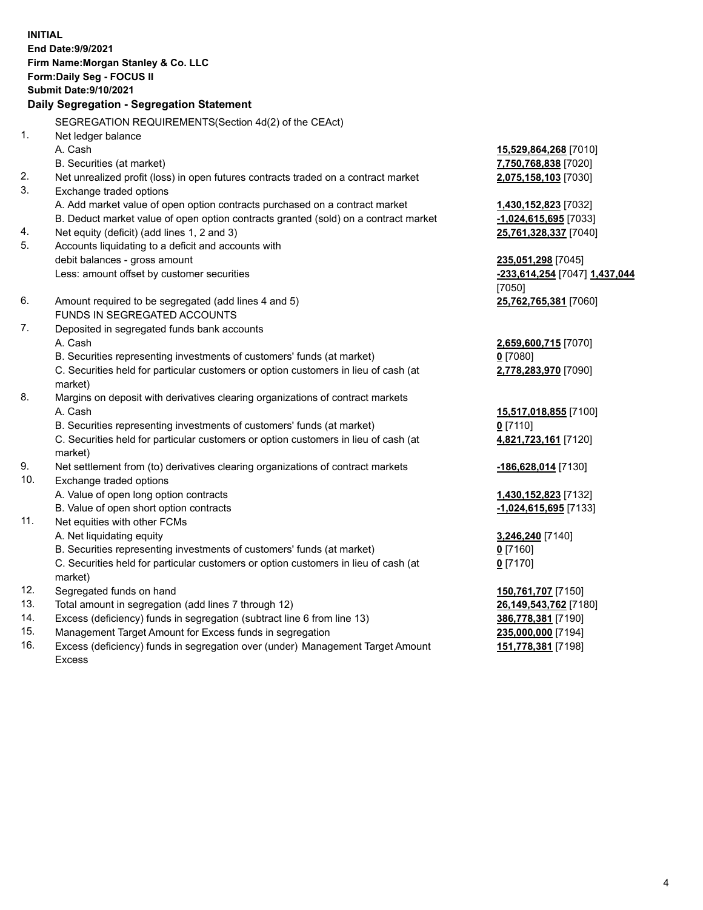**INITIAL**
**End Date:9/9/2021**
**Firm Name:Morgan Stanley & Co. LLC**
**Form:Daily Seg - FOCUS II**
**Submit Date:9/10/2021**

**Daily Segregation - Segregation Statement**

SEGREGATION REQUIREMENTS(Section 4d(2) of the CEAct)

| | | |
|---|---|---|
| 1. | Net ledger balance | |
| | A. Cash | **15,529,864,268** [7010] |
| | B. Securities (at market) | **7,750,768,838** [7020] |
| 2. | Net unrealized profit (loss) in open futures contracts traded on a contract market | **2,075,158,103** [7030] |
| 3. | Exchange traded options | |
| | A. Add market value of open option contracts purchased on a contract market | **1,430,152,823** [7032] |
| | B. Deduct market value of open option contracts granted (sold) on a contract market | **-1,024,615,695** [7033] |
| 4. | Net equity (deficit) (add lines 1, 2 and 3) | **25,761,328,337** [7040] |
| 5. | Accounts liquidating to a deficit and accounts with debit balances - gross amount | **235,051,298** [7045] |
| | Less: amount offset by customer securities | **-233,614,254** [7047] **1,437,044** [7050] |
| 6. | Amount required to be segregated (add lines 4 and 5) | **25,762,765,381** [7060] |
| | FUNDS IN SEGREGATED ACCOUNTS | |
| 7. | Deposited in segregated funds bank accounts | |
| | A. Cash | **2,659,600,715** [7070] |
| | B. Securities representing investments of customers' funds (at market) | **0** [7080] |
| | C. Securities held for particular customers or option customers in lieu of cash (at market) | **2,778,283,970** [7090] |
| 8. | Margins on deposit with derivatives clearing organizations of contract markets | |
| | A. Cash | **15,517,018,855** [7100] |
| | B. Securities representing investments of customers' funds (at market) | **0** [7110] |
| | C. Securities held for particular customers or option customers in lieu of cash (at market) | **4,821,723,161** [7120] |
| 9. | Net settlement from (to) derivatives clearing organizations of contract markets | **-186,628,014** [7130] |
| 10. | Exchange traded options | |
| | A. Value of open long option contracts | **1,430,152,823** [7132] |
| | B. Value of open short option contracts | **-1,024,615,695** [7133] |
| 11. | Net equities with other FCMs | |
| | A. Net liquidating equity | **3,246,240** [7140] |
| | B. Securities representing investments of customers' funds (at market) | **0** [7160] |
| | C. Securities held for particular customers or option customers in lieu of cash (at market) | **0** [7170] |
| 12. | Segregated funds on hand | **150,761,707** [7150] |
| 13. | Total amount in segregation (add lines 7 through 12) | **26,149,543,762** [7180] |
| 14. | Excess (deficiency) funds in segregation (subtract line 6 from line 13) | **386,778,381** [7190] |
| 15. | Management Target Amount for Excess funds in segregation | **235,000,000** [7194] |
| 16. | Excess (deficiency) funds in segregation over (under) Management Target Amount Excess | **151,778,381** [7198] |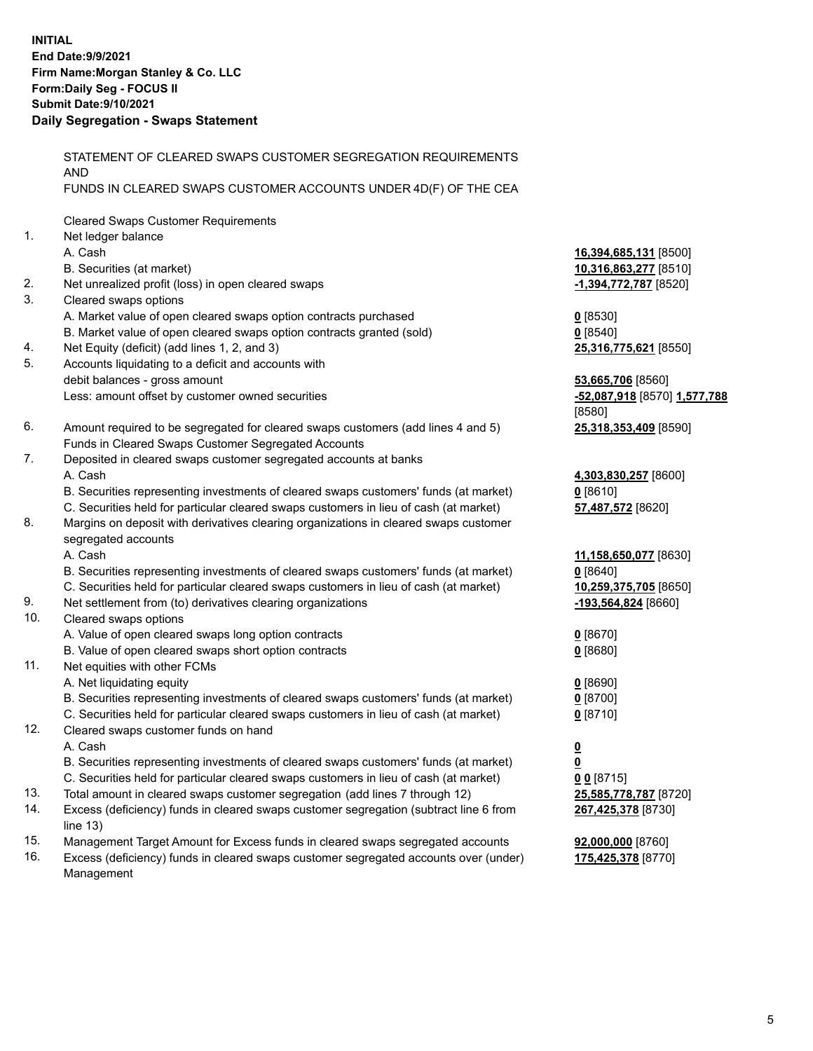**INITIAL**
**End Date:9/9/2021**
**Firm Name:Morgan Stanley & Co. LLC**
**Form:Daily Seg - FOCUS II**
**Submit Date:9/10/2021**
**Daily Segregation - Swaps Statement**

STATEMENT OF CLEARED SWAPS CUSTOMER SEGREGATION REQUIREMENTS AND FUNDS IN CLEARED SWAPS CUSTOMER ACCOUNTS UNDER 4D(F) OF THE CEA

| | | |
|---|---|---|
| | Cleared Swaps Customer Requirements | |
| 1. | Net ledger balance | |
| | A. Cash | **16,394,685,131** [8500] |
| | B. Securities (at market) | **10,316,863,277** [8510] |
| 2. | Net unrealized profit (loss) in open cleared swaps | **-1,394,772,787** [8520] |
| 3. | Cleared swaps options | |
| | A. Market value of open cleared swaps option contracts purchased | **0** [8530] |
| | B. Market value of open cleared swaps option contracts granted (sold) | **0** [8540] |
| 4. | Net Equity (deficit) (add lines 1, 2, and 3) | **25,316,775,621** [8550] |
| 5. | Accounts liquidating to a deficit and accounts with debit balances - gross amount | **53,665,706** [8560] |
| | Less: amount offset by customer owned securities | **-52,087,918** [8570] **1,577,788** [8580] |
| 6. | Amount required to be segregated for cleared swaps customers (add lines 4 and 5) | **25,318,353,409** [8590] |
| | Funds in Cleared Swaps Customer Segregated Accounts | |
| 7. | Deposited in cleared swaps customer segregated accounts at banks | |
| | A. Cash | **4,303,830,257** [8600] |
| | B. Securities representing investments of cleared swaps customers' funds (at market) | **0** [8610] |
| | C. Securities held for particular cleared swaps customers in lieu of cash (at market) | **57,487,572** [8620] |
| 8. | Margins on deposit with derivatives clearing organizations in cleared swaps customer segregated accounts | |
| | A. Cash | **11,158,650,077** [8630] |
| | B. Securities representing investments of cleared swaps customers' funds (at market) | **0** [8640] |
| | C. Securities held for particular cleared swaps customers in lieu of cash (at market) | **10,259,375,705** [8650] |
| 9. | Net settlement from (to) derivatives clearing organizations | **-193,564,824** [8660] |
| 10. | Cleared swaps options | |
| | A. Value of open cleared swaps long option contracts | **0** [8670] |
| | B. Value of open cleared swaps short option contracts | **0** [8680] |
| 11. | Net equities with other FCMs | |
| | A. Net liquidating equity | **0** [8690] |
| | B. Securities representing investments of cleared swaps customers' funds (at market) | **0** [8700] |
| | C. Securities held for particular cleared swaps customers in lieu of cash (at market) | **0** [8710] |
| 12. | Cleared swaps customer funds on hand | |
| | A. Cash | **0** |
| | B. Securities representing investments of cleared swaps customers' funds (at market) | **0** |
| | C. Securities held for particular cleared swaps customers in lieu of cash (at market) | **0** **0** [8715] |
| 13. | Total amount in cleared swaps customer segregation (add lines 7 through 12) | **25,585,778,787** [8720] |
| 14. | Excess (deficiency) funds in cleared swaps customer segregation (subtract line 6 from line 13) | **267,425,378** [8730] |
| 15. | Management Target Amount for Excess funds in cleared swaps segregated accounts | **92,000,000** [8760] |
| 16. | Excess (deficiency) funds in cleared swaps customer segregated accounts over (under) Management | **175,425,378** [8770] |